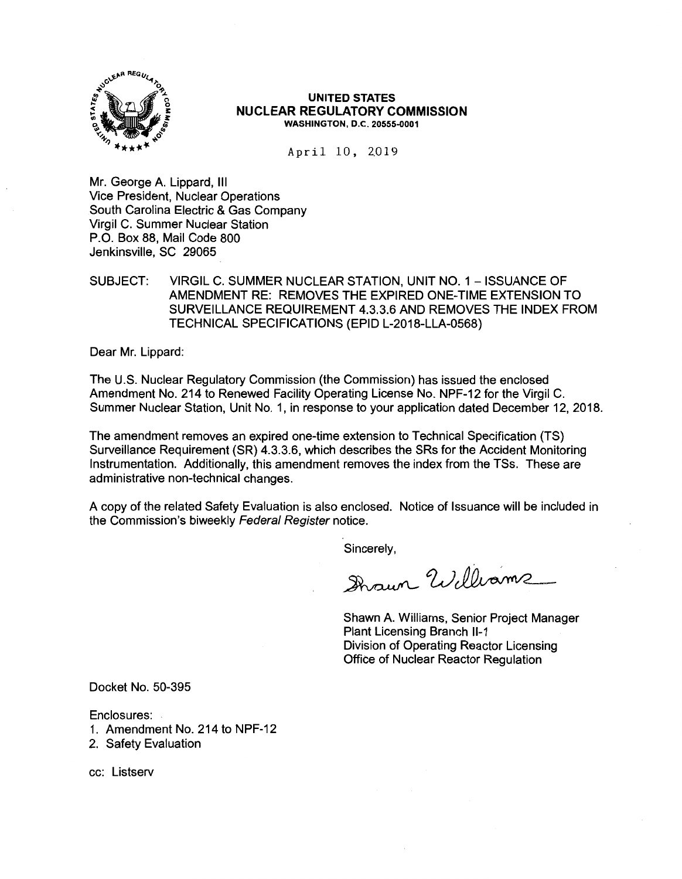**UNITED STATES**
**NUCLEAR REGULATORY COMMISSION**
WASHINGTON, D.C. 20555-0001

April 10, 2019

Mr. George A. Lippard, III
Vice President, Nuclear Operations
South Carolina Electric & Gas Company
Virgil C. Summer Nuclear Station
P.O. Box 88, Mail Code 800
Jenkinsville, SC 29065

SUBJECT: VIRGIL C. SUMMER NUCLEAR STATION, UNIT NO. 1 – ISSUANCE OF AMENDMENT RE: REMOVES THE EXPIRED ONE-TIME EXTENSION TO SURVEILLANCE REQUIREMENT 4.3.3.6 AND REMOVES THE INDEX FROM TECHNICAL SPECIFICATIONS (EPID L-2018-LLA-0568)

Dear Mr. Lippard:

The U.S. Nuclear Regulatory Commission (the Commission) has issued the enclosed Amendment No. 214 to Renewed Facility Operating License No. NPF-12 for the Virgil C. Summer Nuclear Station, Unit No. 1, in response to your application dated December 12, 2018.

The amendment removes an expired one-time extension to Technical Specification (TS) Surveillance Requirement (SR) 4.3.3.6, which describes the SRs for the Accident Monitoring Instrumentation. Additionally, this amendment removes the index from the TSs. These are administrative non-technical changes.

A copy of the related Safety Evaluation is also enclosed. Notice of Issuance will be included in the Commission's biweekly *Federal Register* notice.

Sincerely,

Shawn Williams

Shawn A. Williams, Senior Project Manager
Plant Licensing Branch II-1
Division of Operating Reactor Licensing
Office of Nuclear Reactor Regulation

Docket No. 50-395

Enclosures:
1. Amendment No. 214 to NPF-12
2. Safety Evaluation

cc: Listserv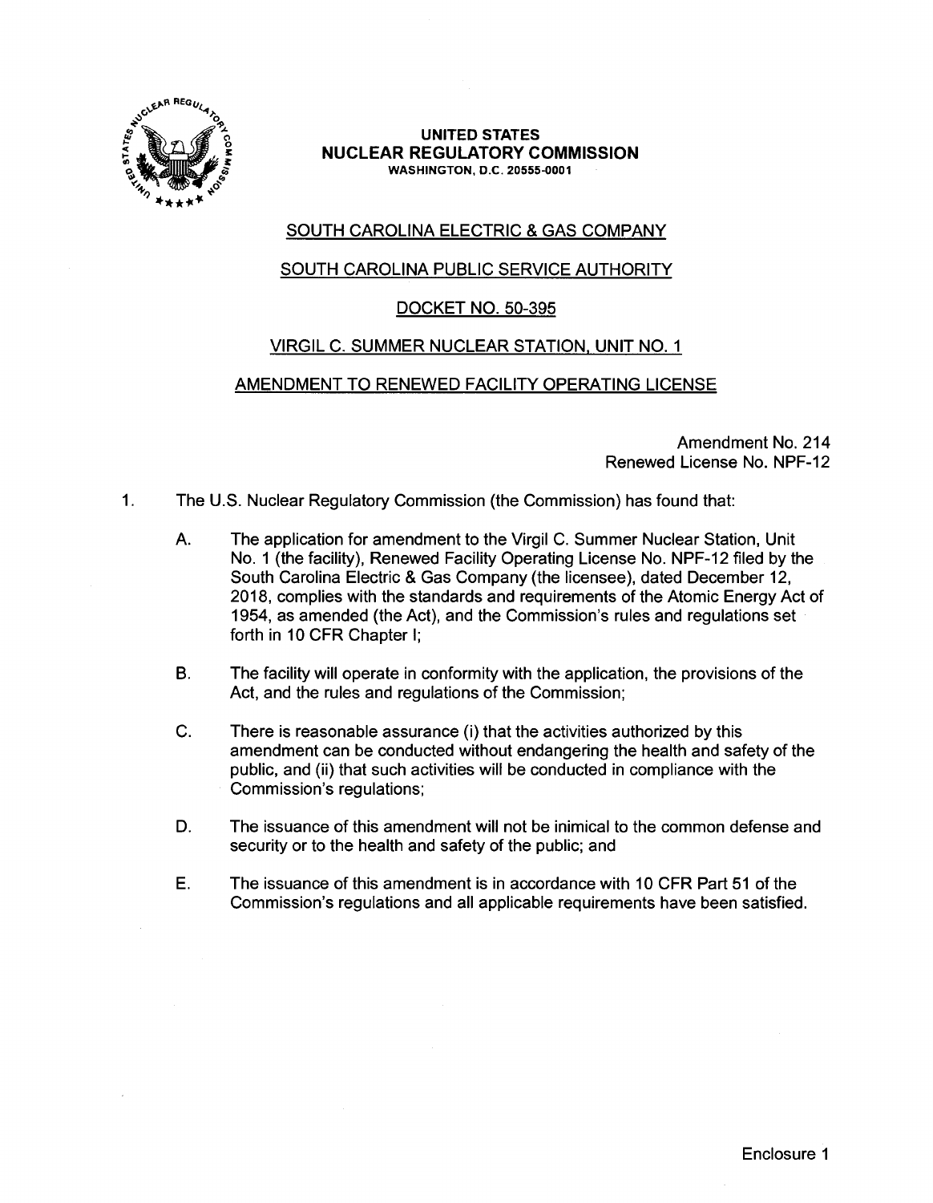**UNITED STATES**
**NUCLEAR REGULATORY COMMISSION**
**WASHINGTON, D.C. 20555-0001**

SOUTH CAROLINA ELECTRIC & GAS COMPANY

SOUTH CAROLINA PUBLIC SERVICE AUTHORITY

DOCKET NO. 50-395

VIRGIL C. SUMMER NUCLEAR STATION, UNIT NO. 1

AMENDMENT TO RENEWED FACILITY OPERATING LICENSE

Amendment No. 214
Renewed License No. NPF-12

1. The U.S. Nuclear Regulatory Commission (the Commission) has found that:

   A. The application for amendment to the Virgil C. Summer Nuclear Station, Unit No. 1 (the facility), Renewed Facility Operating License No. NPF-12 filed by the South Carolina Electric & Gas Company (the licensee), dated December 12, 2018, complies with the standards and requirements of the Atomic Energy Act of 1954, as amended (the Act), and the Commission's rules and regulations set forth in 10 CFR Chapter I;

   B. The facility will operate in conformity with the application, the provisions of the Act, and the rules and regulations of the Commission;

   C. There is reasonable assurance (i) that the activities authorized by this amendment can be conducted without endangering the health and safety of the public, and (ii) that such activities will be conducted in compliance with the Commission's regulations;

   D. The issuance of this amendment will not be inimical to the common defense and security or to the health and safety of the public; and

   E. The issuance of this amendment is in accordance with 10 CFR Part 51 of the Commission's regulations and all applicable requirements have been satisfied.

Enclosure 1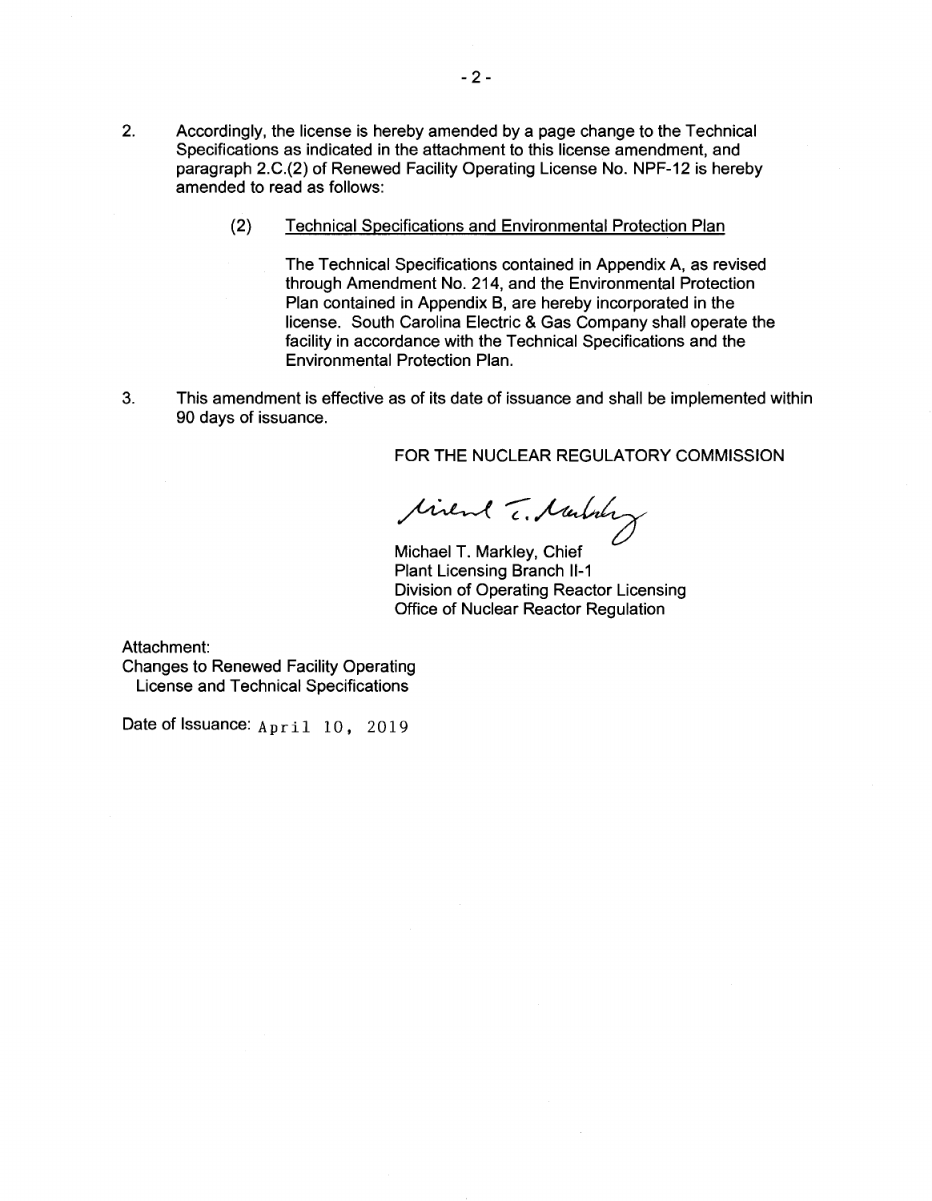2. Accordingly, the license is hereby amended by a page change to the Technical Specifications as indicated in the attachment to this license amendment, and paragraph 2.C.(2) of Renewed Facility Operating License No. NPF-12 is hereby amended to read as follows:

   (2) Technical Specifications and Environmental Protection Plan

   The Technical Specifications contained in Appendix A, as revised through Amendment No. 214, and the Environmental Protection Plan contained in Appendix B, are hereby incorporated in the license. South Carolina Electric & Gas Company shall operate the facility in accordance with the Technical Specifications and the Environmental Protection Plan.

3. This amendment is effective as of its date of issuance and shall be implemented within 90 days of issuance.

FOR THE NUCLEAR REGULATORY COMMISSION

Michael T. Markley, Chief
Plant Licensing Branch II-1
Division of Operating Reactor Licensing
Office of Nuclear Reactor Regulation

Attachment:
Changes to Renewed Facility Operating License and Technical Specifications

Date of Issuance: April 10, 2019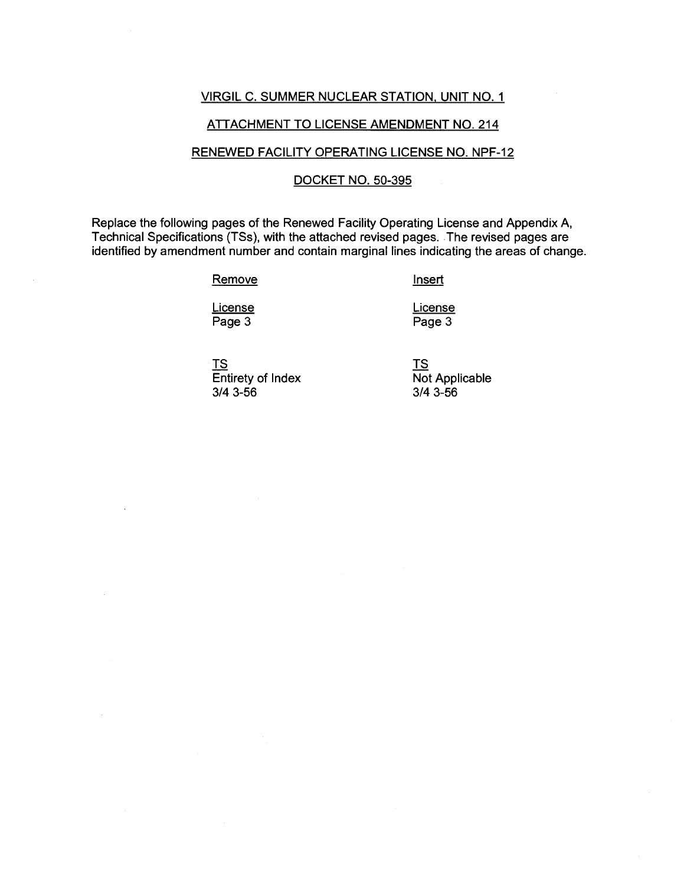VIRGIL C. SUMMER NUCLEAR STATION, UNIT NO. 1

ATTACHMENT TO LICENSE AMENDMENT NO. 214

RENEWED FACILITY OPERATING LICENSE NO. NPF-12

DOCKET NO. 50-395

Replace the following pages of the Renewed Facility Operating License and Appendix A, Technical Specifications (TSs), with the attached revised pages. The revised pages are identified by amendment number and contain marginal lines indicating the areas of change.

| Remove | Insert |
|---|---|
| License<br>Page 3 | License<br>Page 3 |
| TS<br>Entirety of Index<br>3/4 3-56 | TS<br>Not Applicable<br>3/4 3-56 |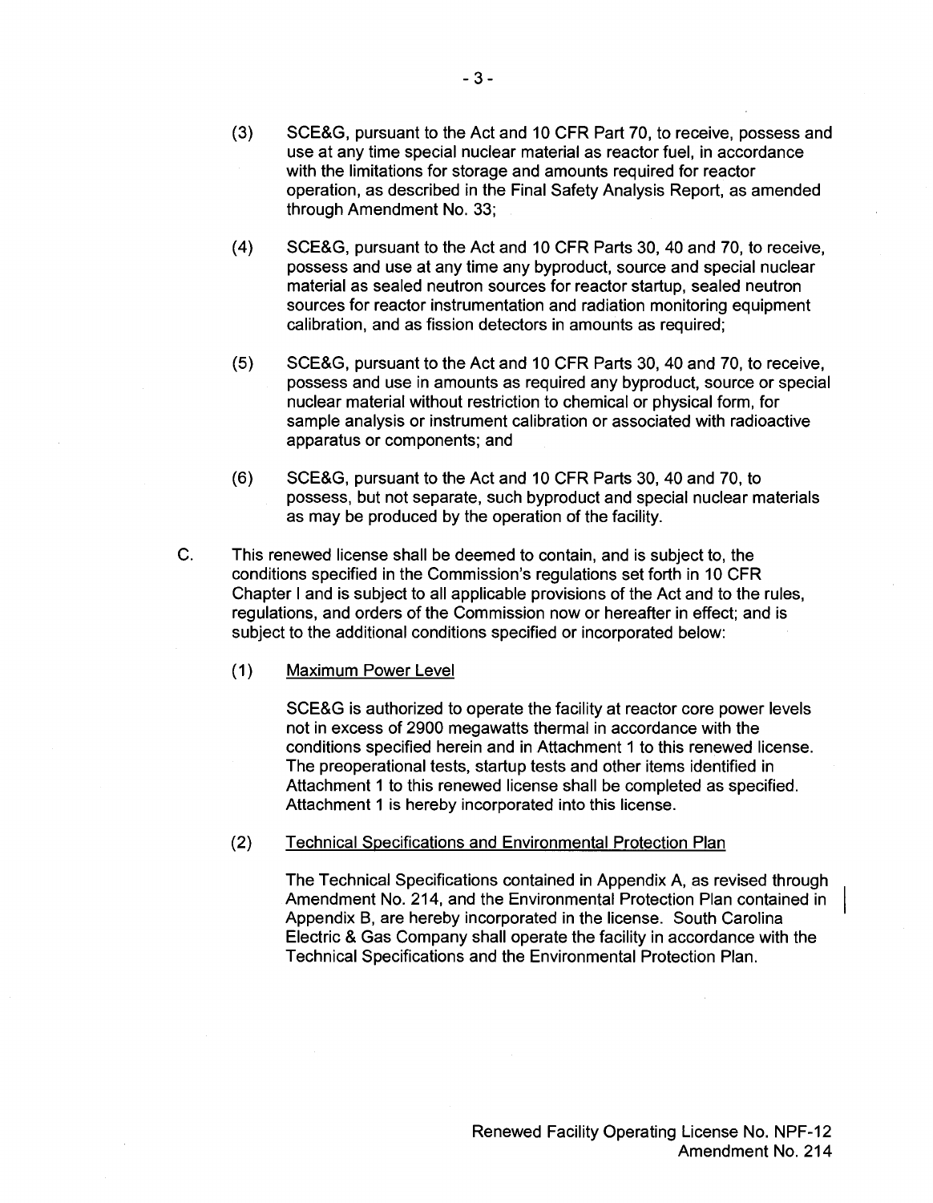(3) SCE&G, pursuant to the Act and 10 CFR Part 70, to receive, possess and use at any time special nuclear material as reactor fuel, in accordance with the limitations for storage and amounts required for reactor operation, as described in the Final Safety Analysis Report, as amended through Amendment No. 33;

(4) SCE&G, pursuant to the Act and 10 CFR Parts 30, 40 and 70, to receive, possess and use at any time any byproduct, source and special nuclear material as sealed neutron sources for reactor startup, sealed neutron sources for reactor instrumentation and radiation monitoring equipment calibration, and as fission detectors in amounts as required;

(5) SCE&G, pursuant to the Act and 10 CFR Parts 30, 40 and 70, to receive, possess and use in amounts as required any byproduct, source or special nuclear material without restriction to chemical or physical form, for sample analysis or instrument calibration or associated with radioactive apparatus or components; and

(6) SCE&G, pursuant to the Act and 10 CFR Parts 30, 40 and 70, to possess, but not separate, such byproduct and special nuclear materials as may be produced by the operation of the facility.

C. This renewed license shall be deemed to contain, and is subject to, the conditions specified in the Commission's regulations set forth in 10 CFR Chapter I and is subject to all applicable provisions of the Act and to the rules, regulations, and orders of the Commission now or hereafter in effect; and is subject to the additional conditions specified or incorporated below:

(1) Maximum Power Level

SCE&G is authorized to operate the facility at reactor core power levels not in excess of 2900 megawatts thermal in accordance with the conditions specified herein and in Attachment 1 to this renewed license. The preoperational tests, startup tests and other items identified in Attachment 1 to this renewed license shall be completed as specified. Attachment 1 is hereby incorporated into this license.

(2) Technical Specifications and Environmental Protection Plan

The Technical Specifications contained in Appendix A, as revised through Amendment No. 214, and the Environmental Protection Plan contained in Appendix B, are hereby incorporated in the license. South Carolina Electric & Gas Company shall operate the facility in accordance with the Technical Specifications and the Environmental Protection Plan.

Renewed Facility Operating License No. NPF-12
Amendment No. 214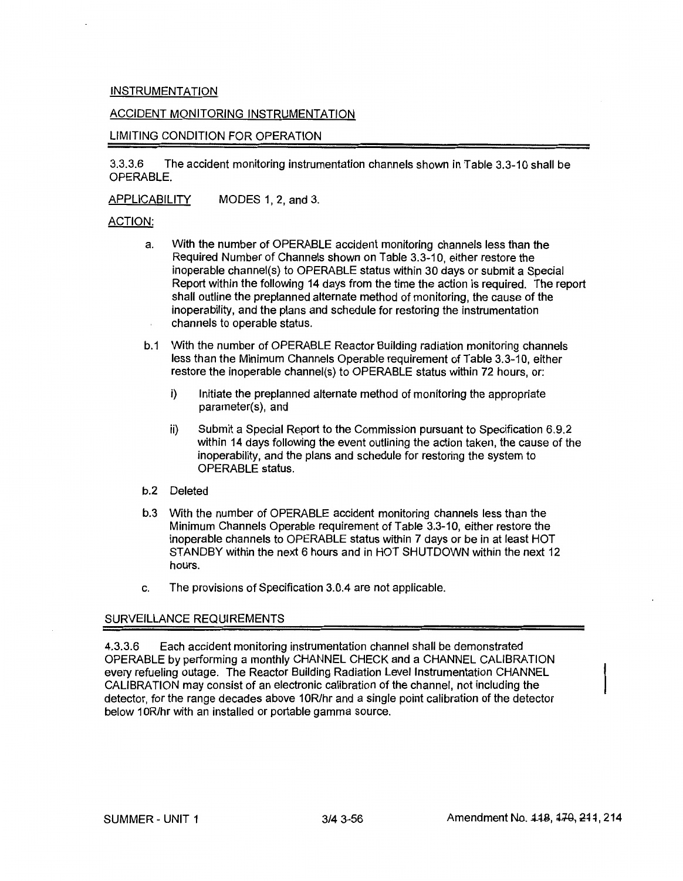INSTRUMENTATION

ACCIDENT MONITORING INSTRUMENTATION

LIMITING CONDITION FOR OPERATION

3.3.3.6 The accident monitoring instrumentation channels shown in Table 3.3-10 shall be OPERABLE.

APPLICABILITY MODES 1, 2, and 3.

ACTION:

a. With the number of OPERABLE accident monitoring channels less than the Required Number of Channels shown on Table 3.3-10, either restore the inoperable channel(s) to OPERABLE status within 30 days or submit a Special Report within the following 14 days from the time the action is required. The report shall outline the preplanned alternate method of monitoring, the cause of the inoperability, and the plans and schedule for restoring the instrumentation channels to operable status.

b.1 With the number of OPERABLE Reactor Building radiation monitoring channels less than the Minimum Channels Operable requirement of Table 3.3-10, either restore the inoperable channel(s) to OPERABLE status within 72 hours, or:

i) Initiate the preplanned alternate method of monitoring the appropriate parameter(s), and

ii) Submit a Special Report to the Commission pursuant to Specification 6.9.2 within 14 days following the event outlining the action taken, the cause of the inoperability, and the plans and schedule for restoring the system to OPERABLE status.

b.2 Deleted

b.3 With the number of OPERABLE accident monitoring channels less than the Minimum Channels Operable requirement of Table 3.3-10, either restore the inoperable channels to OPERABLE status within 7 days or be in at least HOT STANDBY within the next 6 hours and in HOT SHUTDOWN within the next 12 hours.

c. The provisions of Specification 3.0.4 are not applicable.

SURVEILLANCE REQUIREMENTS

4.3.3.6 Each accident monitoring instrumentation channel shall be demonstrated OPERABLE by performing a monthly CHANNEL CHECK and a CHANNEL CALIBRATION every refueling outage. The Reactor Building Radiation Level Instrumentation CHANNEL CALIBRATION may consist of an electronic calibration of the channel, not including the detector, for the range decades above 10R/hr and a single point calibration of the detector below 10R/hr with an installed or portable gamma source.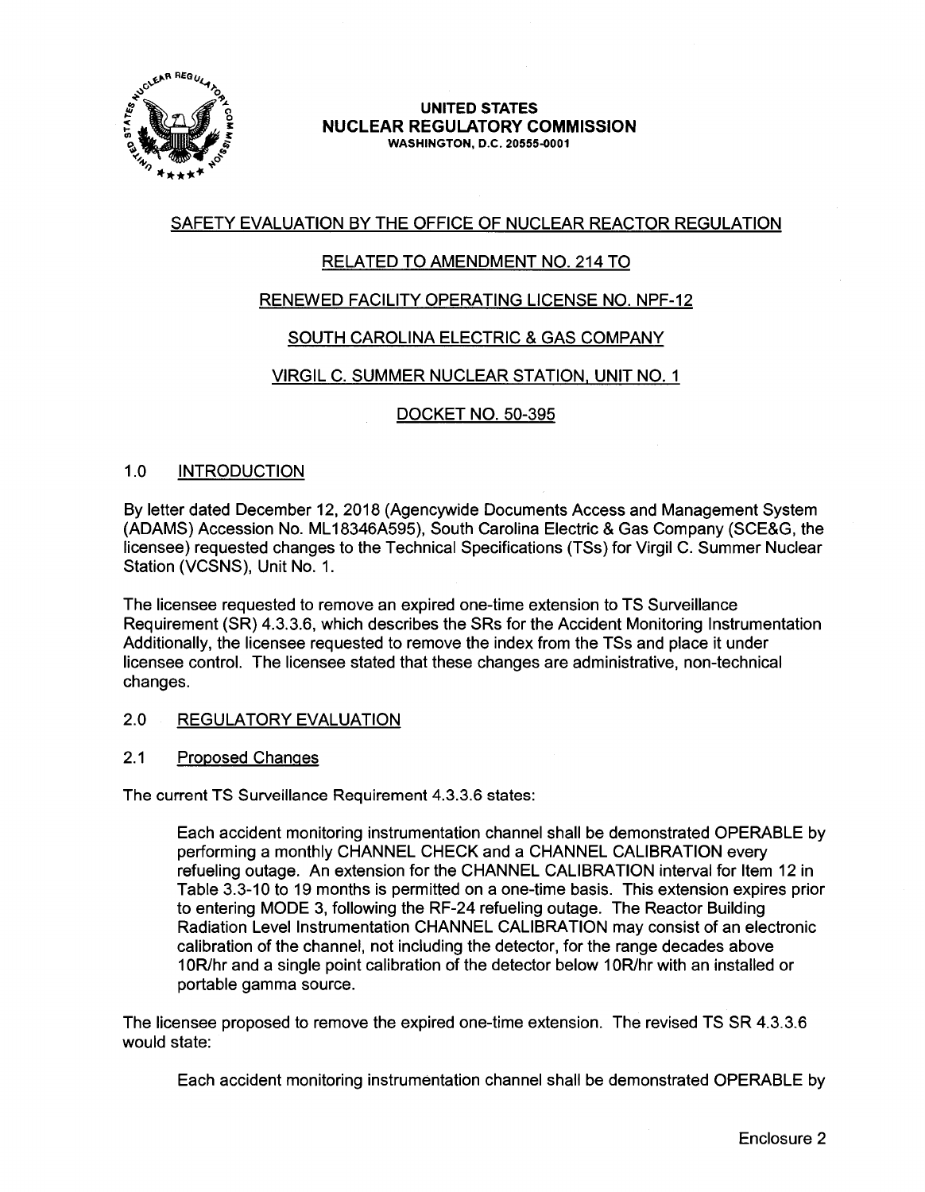UNITED STATES
NUCLEAR REGULATORY COMMISSION
WASHINGTON, D.C. 20555-0001

SAFETY EVALUATION BY THE OFFICE OF NUCLEAR REACTOR REGULATION

RELATED TO AMENDMENT NO. 214 TO

RENEWED FACILITY OPERATING LICENSE NO. NPF-12

SOUTH CAROLINA ELECTRIC & GAS COMPANY

VIRGIL C. SUMMER NUCLEAR STATION, UNIT NO. 1

DOCKET NO. 50-395

## 1.0 INTRODUCTION

By letter dated December 12, 2018 (Agencywide Documents Access and Management System (ADAMS) Accession No. ML18346A595), South Carolina Electric & Gas Company (SCE&G, the licensee) requested changes to the Technical Specifications (TSs) for Virgil C. Summer Nuclear Station (VCSNS), Unit No. 1.

The licensee requested to remove an expired one-time extension to TS Surveillance Requirement (SR) 4.3.3.6, which describes the SRs for the Accident Monitoring Instrumentation Additionally, the licensee requested to remove the index from the TSs and place it under licensee control. The licensee stated that these changes are administrative, non-technical changes.

## 2.0 REGULATORY EVALUATION

### 2.1 Proposed Changes

The current TS Surveillance Requirement 4.3.3.6 states:

> Each accident monitoring instrumentation channel shall be demonstrated OPERABLE by performing a monthly CHANNEL CHECK and a CHANNEL CALIBRATION every refueling outage. An extension for the CHANNEL CALIBRATION interval for Item 12 in Table 3.3-10 to 19 months is permitted on a one-time basis. This extension expires prior to entering MODE 3, following the RF-24 refueling outage. The Reactor Building Radiation Level Instrumentation CHANNEL CALIBRATION may consist of an electronic calibration of the channel, not including the detector, for the range decades above 10R/hr and a single point calibration of the detector below 10R/hr with an installed or portable gamma source.

The licensee proposed to remove the expired one-time extension. The revised TS SR 4.3.3.6 would state:

> Each accident monitoring instrumentation channel shall be demonstrated OPERABLE by

Enclosure 2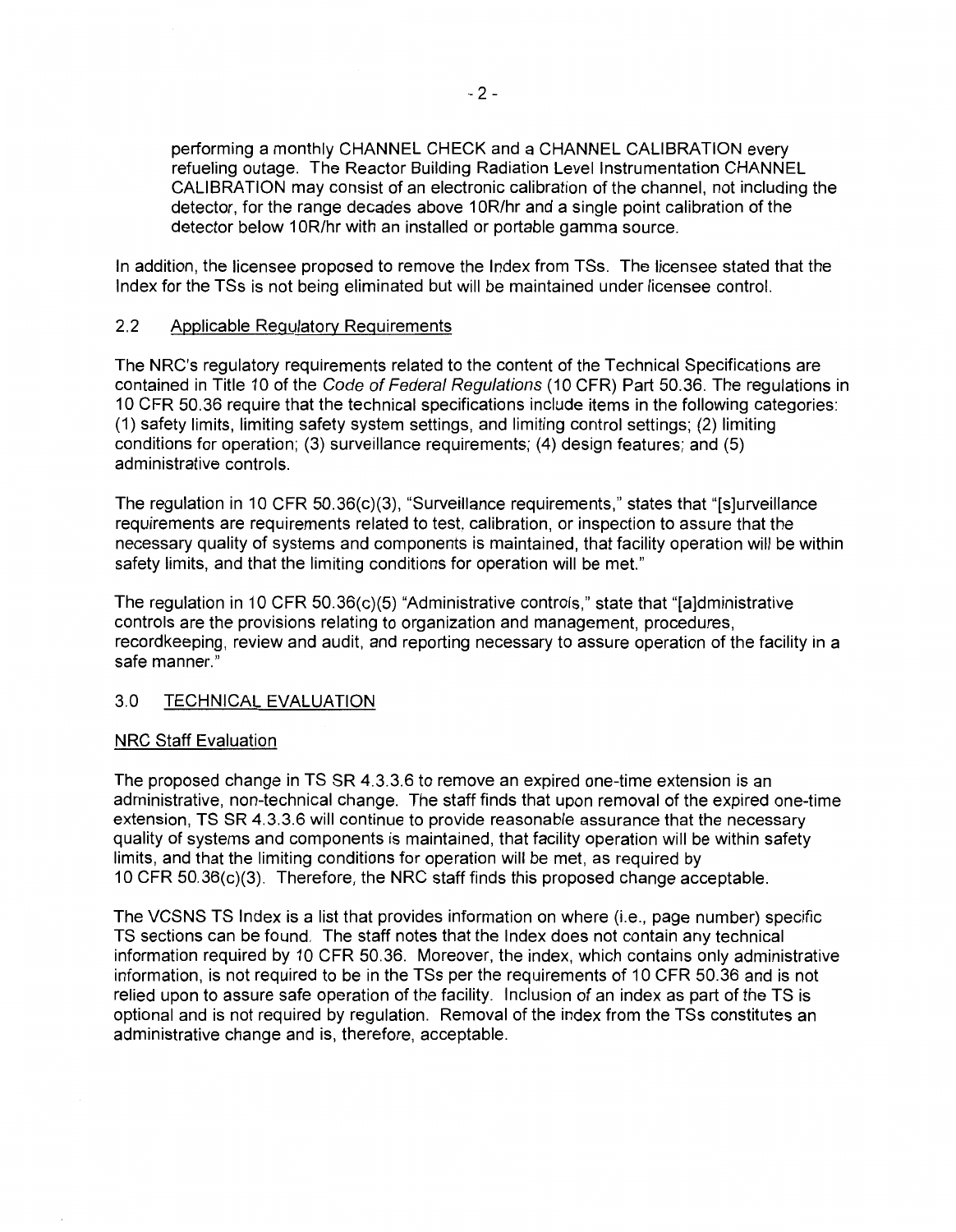performing a monthly CHANNEL CHECK and a CHANNEL CALIBRATION every refueling outage. The Reactor Building Radiation Level Instrumentation CHANNEL CALIBRATION may consist of an electronic calibration of the channel, not including the detector, for the range decades above 10R/hr and a single point calibration of the detector below 10R/hr with an installed or portable gamma source.

In addition, the licensee proposed to remove the Index from TSs. The licensee stated that the Index for the TSs is not being eliminated but will be maintained under licensee control.

## 2.2 Applicable Regulatory Requirements

The NRC's regulatory requirements related to the content of the Technical Specifications are contained in Title 10 of the *Code of Federal Regulations* (10 CFR) Part 50.36. The regulations in 10 CFR 50.36 require that the technical specifications include items in the following categories: (1) safety limits, limiting safety system settings, and limiting control settings; (2) limiting conditions for operation; (3) surveillance requirements; (4) design features; and (5) administrative controls.

The regulation in 10 CFR 50.36(c)(3), "Surveillance requirements," states that "[s]urveillance requirements are requirements related to test, calibration, or inspection to assure that the necessary quality of systems and components is maintained, that facility operation will be within safety limits, and that the limiting conditions for operation will be met."

The regulation in 10 CFR 50.36(c)(5) "Administrative controls," state that "[a]dministrative controls are the provisions relating to organization and management, procedures, recordkeeping, review and audit, and reporting necessary to assure operation of the facility in a safe manner."

## 3.0 TECHNICAL EVALUATION

### NRC Staff Evaluation

The proposed change in TS SR 4.3.3.6 to remove an expired one-time extension is an administrative, non-technical change. The staff finds that upon removal of the expired one-time extension, TS SR 4.3.3.6 will continue to provide reasonable assurance that the necessary quality of systems and components is maintained, that facility operation will be within safety limits, and that the limiting conditions for operation will be met, as required by 10 CFR 50.36(c)(3). Therefore, the NRC staff finds this proposed change acceptable.

The VCSNS TS Index is a list that provides information on where (i.e., page number) specific TS sections can be found. The staff notes that the Index does not contain any technical information required by 10 CFR 50.36. Moreover, the index, which contains only administrative information, is not required to be in the TSs per the requirements of 10 CFR 50.36 and is not relied upon to assure safe operation of the facility. Inclusion of an index as part of the TS is optional and is not required by regulation. Removal of the index from the TSs constitutes an administrative change and is, therefore, acceptable.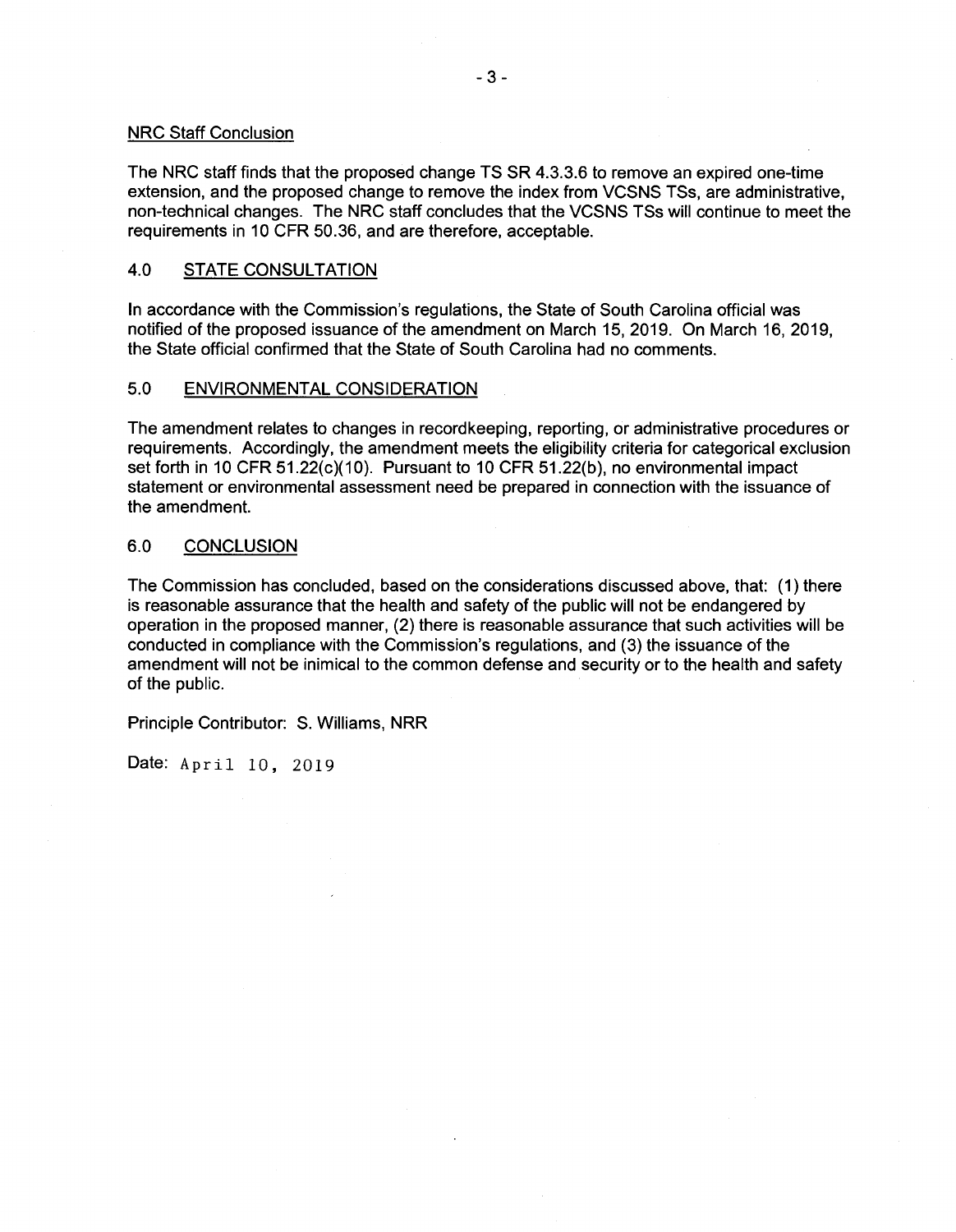NRC Staff Conclusion

The NRC staff finds that the proposed change TS SR 4.3.3.6 to remove an expired one-time extension, and the proposed change to remove the index from VCSNS TSs, are administrative, non-technical changes. The NRC staff concludes that the VCSNS TSs will continue to meet the requirements in 10 CFR 50.36, and are therefore, acceptable.

## 4.0 STATE CONSULTATION

In accordance with the Commission's regulations, the State of South Carolina official was notified of the proposed issuance of the amendment on March 15, 2019. On March 16, 2019, the State official confirmed that the State of South Carolina had no comments.

## 5.0 ENVIRONMENTAL CONSIDERATION

The amendment relates to changes in recordkeeping, reporting, or administrative procedures or requirements. Accordingly, the amendment meets the eligibility criteria for categorical exclusion set forth in 10 CFR 51.22(c)(10). Pursuant to 10 CFR 51.22(b), no environmental impact statement or environmental assessment need be prepared in connection with the issuance of the amendment.

## 6.0 CONCLUSION

The Commission has concluded, based on the considerations discussed above, that: (1) there is reasonable assurance that the health and safety of the public will not be endangered by operation in the proposed manner, (2) there is reasonable assurance that such activities will be conducted in compliance with the Commission's regulations, and (3) the issuance of the amendment will not be inimical to the common defense and security or to the health and safety of the public.

Principle Contributor: S. Williams, NRR

Date: April 10, 2019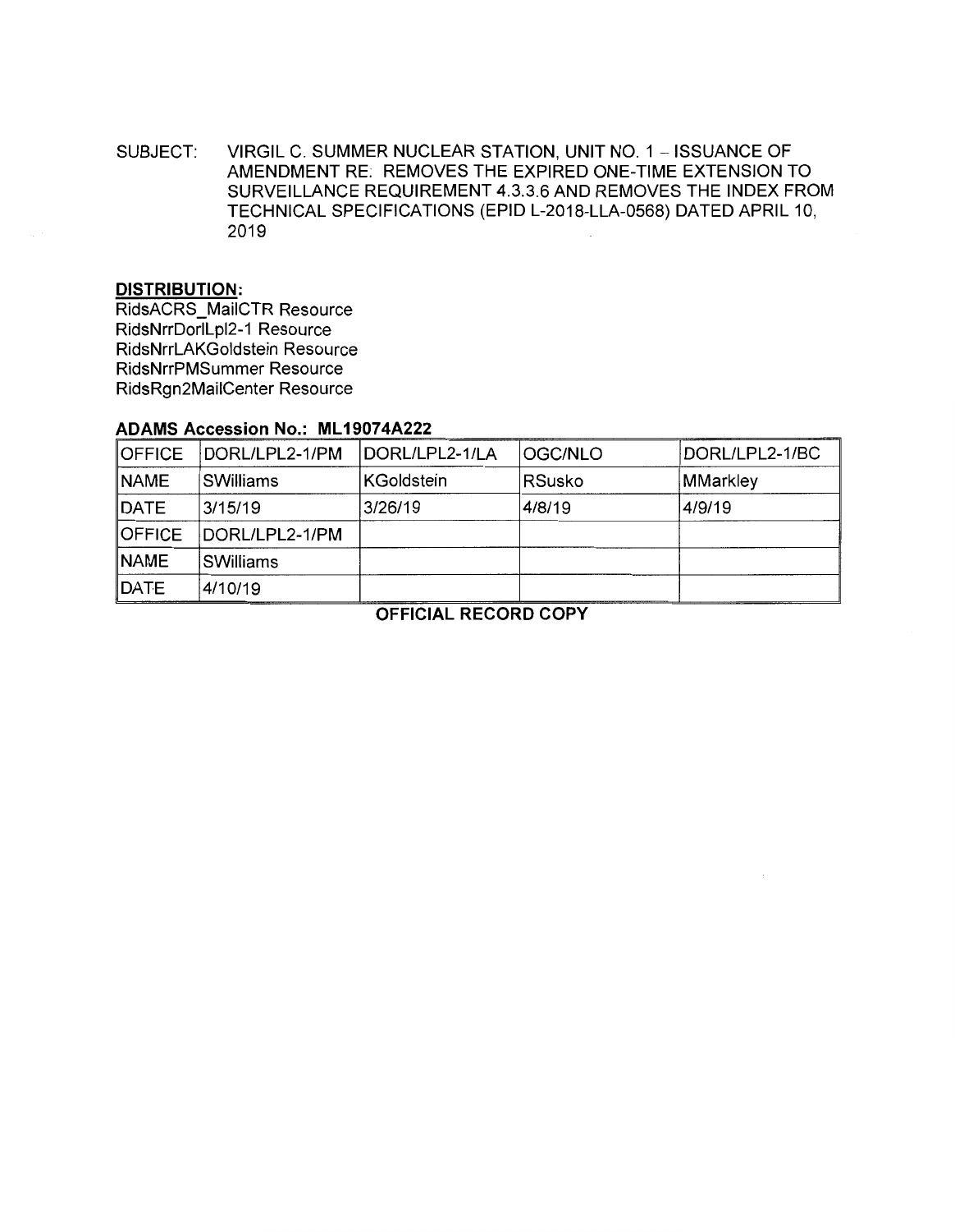SUBJECT: VIRGIL C. SUMMER NUCLEAR STATION, UNIT NO. 1 – ISSUANCE OF AMENDMENT RE: REMOVES THE EXPIRED ONE-TIME EXTENSION TO SURVEILLANCE REQUIREMENT 4.3.3.6 AND REMOVES THE INDEX FROM TECHNICAL SPECIFICATIONS (EPID L-2018-LLA-0568) DATED APRIL 10, 2019

**DISTRIBUTION:**
RidsACRS_MailCTR Resource
RidsNrrDorlLpl2-1 Resource
RidsNrrLAKGoldstein Resource
RidsNrrPMSummer Resource
RidsRgn2MailCenter Resource

**ADAMS Accession No.: ML19074A222**

| OFFICE | DORL/LPL2-1/PM | DORL/LPL2-1/LA | OGC/NLO | DORL/LPL2-1/BC |
|---|---|---|---|---|
| NAME | SWilliams | KGoldstein | RSusko | MMarkley |
| DATE | 3/15/19 | 3/26/19 | 4/8/19 | 4/9/19 |
| OFFICE | DORL/LPL2-1/PM | | | |
| NAME | SWilliams | | | |
| DATE | 4/10/19 | | | |

**OFFICIAL RECORD COPY**